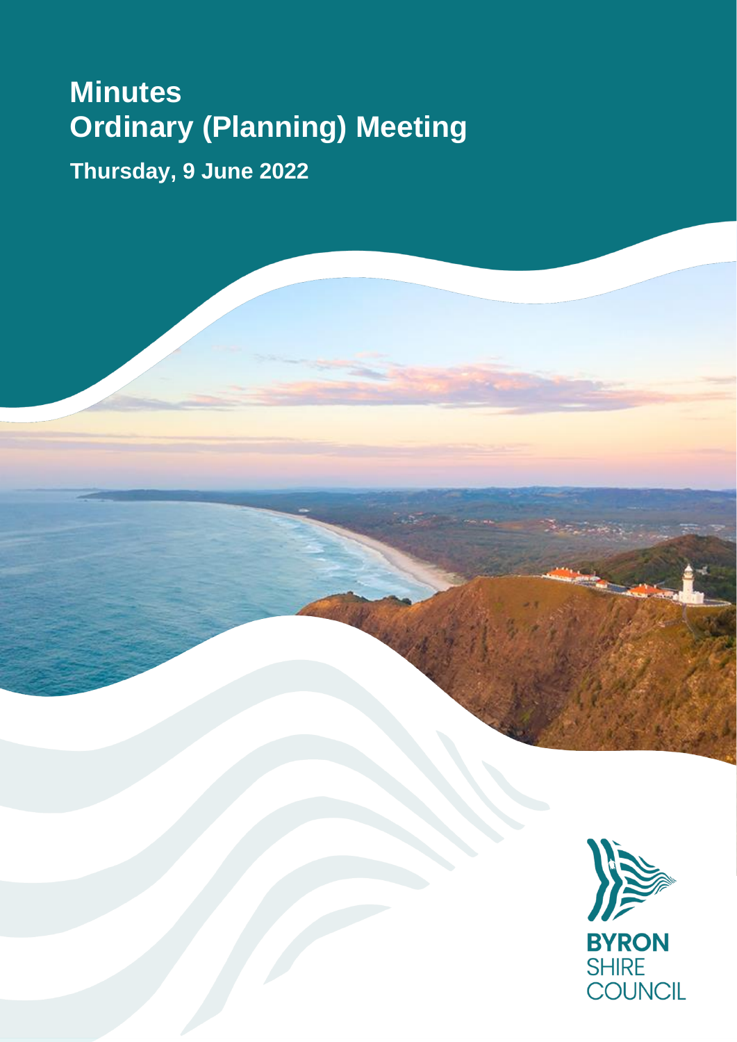# Minutes
# Ordinary (Planning) Meeting

**Thursday, 9 June 2022**

BYRON SHIRE COUNCIL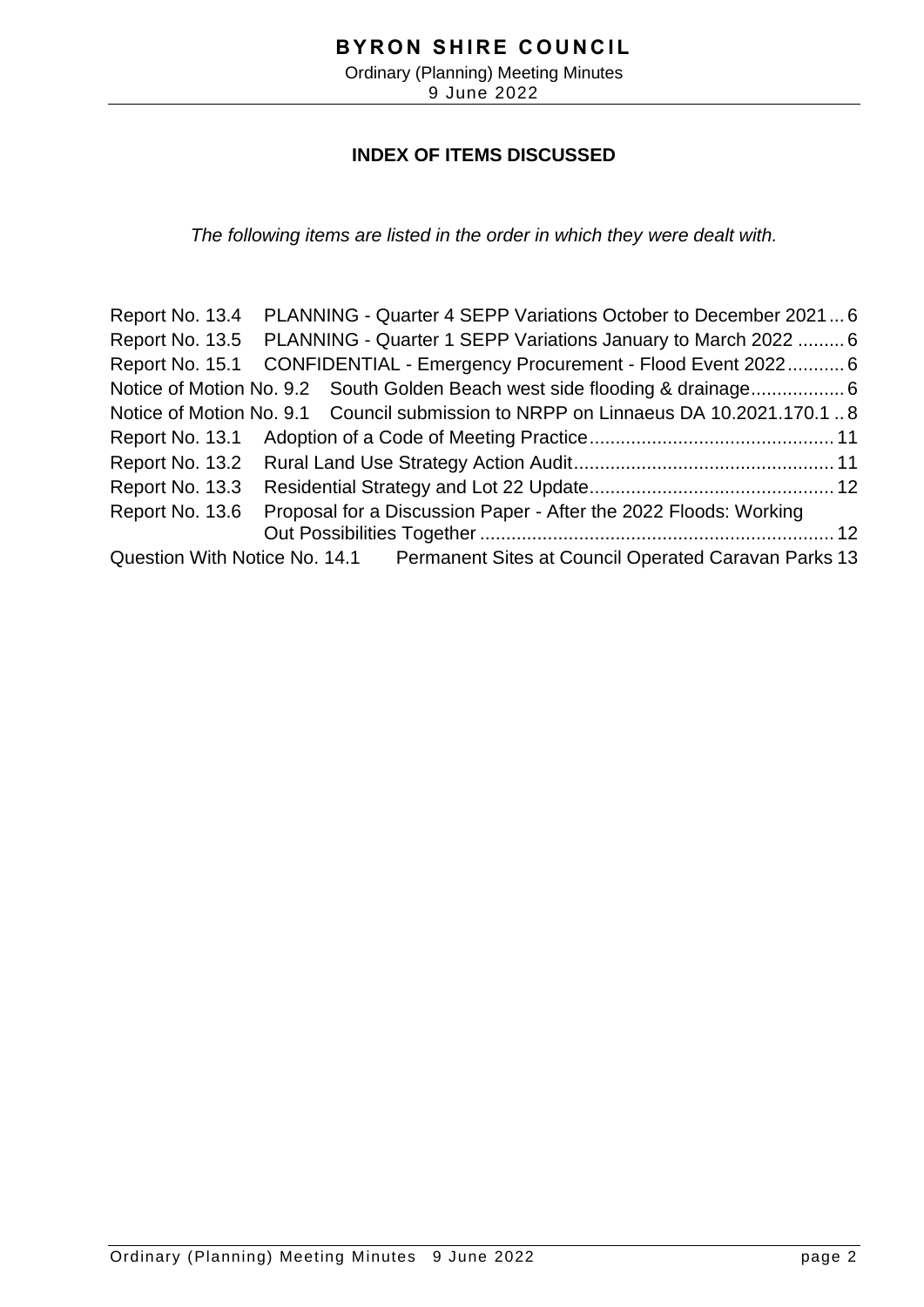## INDEX OF ITEMS DISCUSSED

*The following items are listed in the order in which they were dealt with.*

| Item | Title | Page |
|---|---|---|
| Report No. 13.4 | PLANNING - Quarter 4 SEPP Variations October to December 2021 | 6 |
| Report No. 13.5 | PLANNING - Quarter 1 SEPP Variations January to March 2022 | 6 |
| Report No. 15.1 | CONFIDENTIAL - Emergency Procurement - Flood Event 2022 | 6 |
| Notice of Motion No. 9.2 | South Golden Beach west side flooding & drainage | 6 |
| Notice of Motion No. 9.1 | Council submission to NRPP on Linnaeus DA 10.2021.170.1 | 8 |
| Report No. 13.1 | Adoption of a Code of Meeting Practice | 11 |
| Report No. 13.2 | Rural Land Use Strategy Action Audit | 11 |
| Report No. 13.3 | Residential Strategy and Lot 22 Update | 12 |
| Report No. 13.6 | Proposal for a Discussion Paper - After the 2022 Floods: Working Out Possibilities Together | 12 |
| Question With Notice No. 14.1 | Permanent Sites at Council Operated Caravan Parks | 13 |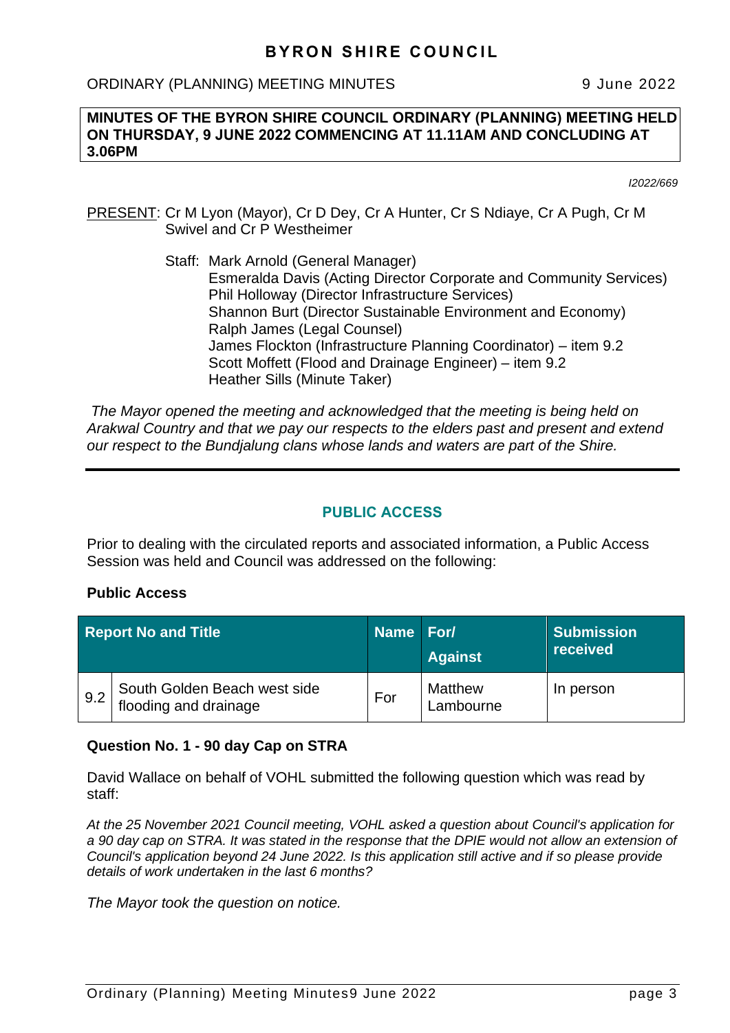# BYRON SHIRE COUNCIL

ORDINARY (PLANNING) MEETING MINUTES 9 June 2022

**MINUTES OF THE BYRON SHIRE COUNCIL ORDINARY (PLANNING) MEETING HELD ON THURSDAY, 9 JUNE 2022 COMMENCING AT 11.11AM AND CONCLUDING AT 3.06PM**

*I2022/669*

PRESENT: Cr M Lyon (Mayor), Cr D Dey, Cr A Hunter, Cr S Ndiaye, Cr A Pugh, Cr M Swivel and Cr P Westheimer

Staff: Mark Arnold (General Manager)
Esmeralda Davis (Acting Director Corporate and Community Services)
Phil Holloway (Director Infrastructure Services)
Shannon Burt (Director Sustainable Environment and Economy)
Ralph James (Legal Counsel)
James Flockton (Infrastructure Planning Coordinator) – item 9.2
Scott Moffett (Flood and Drainage Engineer) – item 9.2
Heather Sills (Minute Taker)

*The Mayor opened the meeting and acknowledged that the meeting is being held on Arakwal Country and that we pay our respects to the elders past and present and extend our respect to the Bundjalung clans whose lands and waters are part of the Shire.*

## PUBLIC ACCESS

Prior to dealing with the circulated reports and associated information, a Public Access Session was held and Council was addressed on the following:

### Public Access

| Report No and Title | | Name | For/ Against | Submission received |
|---|---|---|---|---|
| 9.2 | South Golden Beach west side flooding and drainage | For | Matthew Lambourne | In person |

### Question No. 1 - 90 day Cap on STRA

David Wallace on behalf of VOHL submitted the following question which was read by staff:

*At the 25 November 2021 Council meeting, VOHL asked a question about Council's application for a 90 day cap on STRA. It was stated in the response that the DPIE would not allow an extension of Council's application beyond 24 June 2022. Is this application still active and if so please provide details of work undertaken in the last 6 months?*

*The Mayor took the question on notice.*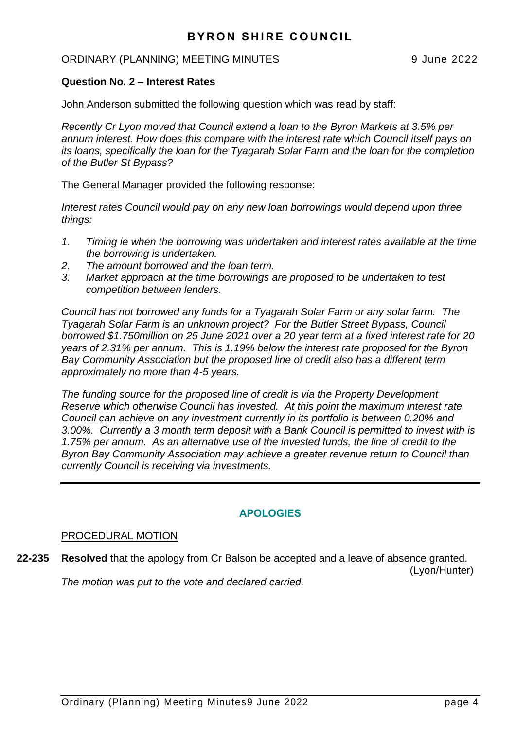**Question No. 2 – Interest Rates**

John Anderson submitted the following question which was read by staff:

*Recently Cr Lyon moved that Council extend a loan to the Byron Markets at 3.5% per annum interest. How does this compare with the interest rate which Council itself pays on its loans, specifically the loan for the Tyagarah Solar Farm and the loan for the completion of the Butler St Bypass?*

The General Manager provided the following response:

*Interest rates Council would pay on any new loan borrowings would depend upon three things:*

1. *Timing ie when the borrowing was undertaken and interest rates available at the time the borrowing is undertaken.*
2. *The amount borrowed and the loan term.*
3. *Market approach at the time borrowings are proposed to be undertaken to test competition between lenders.*

*Council has not borrowed any funds for a Tyagarah Solar Farm or any solar farm. The Tyagarah Solar Farm is an unknown project? For the Butler Street Bypass, Council borrowed $1.750million on 25 June 2021 over a 20 year term at a fixed interest rate for 20 years of 2.31% per annum. This is 1.19% below the interest rate proposed for the Byron Bay Community Association but the proposed line of credit also has a different term approximately no more than 4-5 years.*

*The funding source for the proposed line of credit is via the Property Development Reserve which otherwise Council has invested. At this point the maximum interest rate Council can achieve on any investment currently in its portfolio is between 0.20% and 3.00%. Currently a 3 month term deposit with a Bank Council is permitted to invest with is 1.75% per annum. As an alternative use of the invested funds, the line of credit to the Byron Bay Community Association may achieve a greater revenue return to Council than currently Council is receiving via investments.*

---

## APOLOGIES

PROCEDURAL MOTION

**22-235** **Resolved** that the apology from Cr Balson be accepted and a leave of absence granted.
(Lyon/Hunter)

*The motion was put to the vote and declared carried.*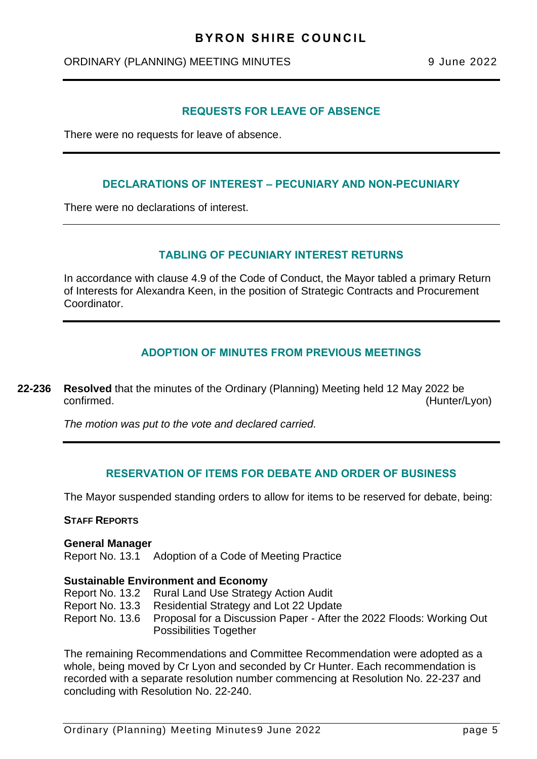## REQUESTS FOR LEAVE OF ABSENCE

There were no requests for leave of absence.

## DECLARATIONS OF INTEREST – PECUNIARY AND NON-PECUNIARY

There were no declarations of interest.

## TABLING OF PECUNIARY INTEREST RETURNS

In accordance with clause 4.9 of the Code of Conduct, the Mayor tabled a primary Return of Interests for Alexandra Keen, in the position of Strategic Contracts and Procurement Coordinator.

## ADOPTION OF MINUTES FROM PREVIOUS MEETINGS

**22-236** **Resolved** that the minutes of the Ordinary (Planning) Meeting held 12 May 2022 be confirmed. (Hunter/Lyon)

*The motion was put to the vote and declared carried.*

## RESERVATION OF ITEMS FOR DEBATE AND ORDER OF BUSINESS

The Mayor suspended standing orders to allow for items to be reserved for debate, being:

**STAFF REPORTS**

**General Manager**
Report No. 13.1 Adoption of a Code of Meeting Practice

**Sustainable Environment and Economy**
Report No. 13.2 Rural Land Use Strategy Action Audit
Report No. 13.3 Residential Strategy and Lot 22 Update
Report No. 13.6 Proposal for a Discussion Paper - After the 2022 Floods: Working Out Possibilities Together

The remaining Recommendations and Committee Recommendation were adopted as a whole, being moved by Cr Lyon and seconded by Cr Hunter. Each recommendation is recorded with a separate resolution number commencing at Resolution No. 22-237 and concluding with Resolution No. 22-240.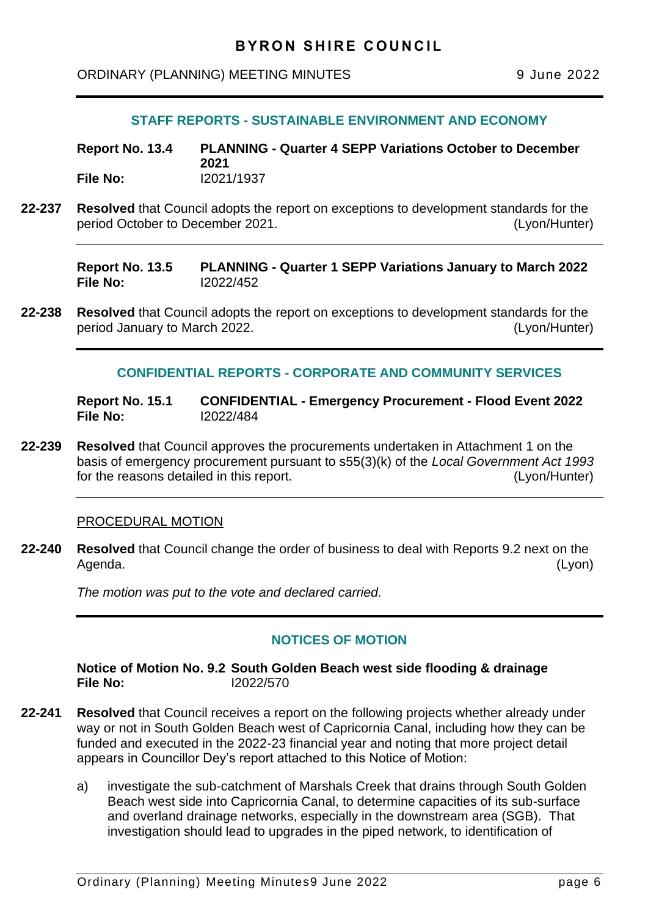### STAFF REPORTS - SUSTAINABLE ENVIRONMENT AND ECONOMY

**Report No. 13.4 PLANNING - Quarter 4 SEPP Variations October to December 2021**
**File No:** I2021/1937

**22-237** **Resolved** that Council adopts the report on exceptions to development standards for the period October to December 2021. (Lyon/Hunter)

---

**Report No. 13.5 PLANNING - Quarter 1 SEPP Variations January to March 2022**
**File No:** I2022/452

**22-238** **Resolved** that Council adopts the report on exceptions to development standards for the period January to March 2022. (Lyon/Hunter)

---

### CONFIDENTIAL REPORTS - CORPORATE AND COMMUNITY SERVICES

**Report No. 15.1 CONFIDENTIAL - Emergency Procurement - Flood Event 2022**
**File No:** I2022/484

**22-239** **Resolved** that Council approves the procurements undertaken in Attachment 1 on the basis of emergency procurement pursuant to s55(3)(k) of the *Local Government Act 1993* for the reasons detailed in this report. (Lyon/Hunter)

---

PROCEDURAL MOTION

**22-240** **Resolved** that Council change the order of business to deal with Reports 9.2 next on the Agenda. (Lyon)

*The motion was put to the vote and declared carried.*

---

### NOTICES OF MOTION

**Notice of Motion No. 9.2 South Golden Beach west side flooding & drainage**
**File No:** I2022/570

**22-241** **Resolved** that Council receives a report on the following projects whether already under way or not in South Golden Beach west of Capricornia Canal, including how they can be funded and executed in the 2022-23 financial year and noting that more project detail appears in Councillor Dey's report attached to this Notice of Motion:

a) investigate the sub-catchment of Marshals Creek that drains through South Golden Beach west side into Capricornia Canal, to determine capacities of its sub-surface and overland drainage networks, especially in the downstream area (SGB). That investigation should lead to upgrades in the piped network, to identification of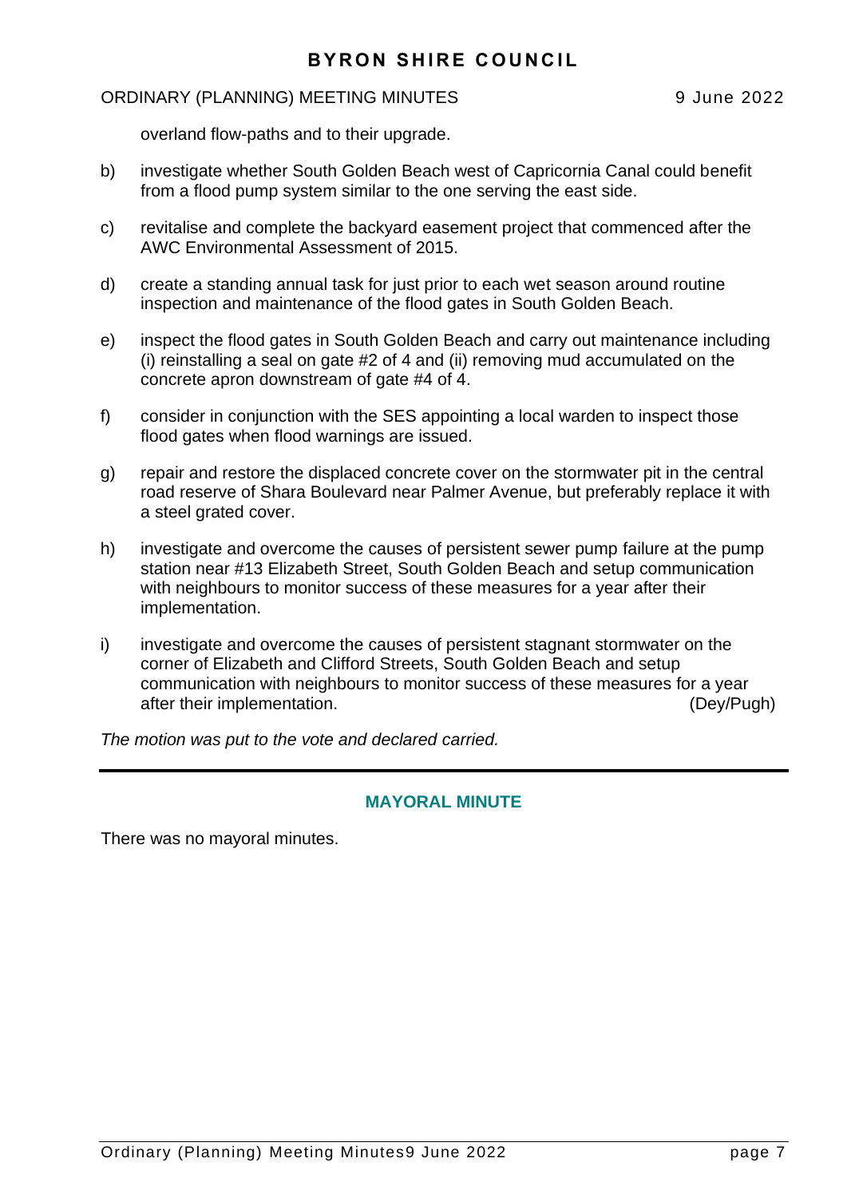overland flow-paths and to their upgrade.

b) investigate whether South Golden Beach west of Capricornia Canal could benefit from a flood pump system similar to the one serving the east side.

c) revitalise and complete the backyard easement project that commenced after the AWC Environmental Assessment of 2015.

d) create a standing annual task for just prior to each wet season around routine inspection and maintenance of the flood gates in South Golden Beach.

e) inspect the flood gates in South Golden Beach and carry out maintenance including (i) reinstalling a seal on gate #2 of 4 and (ii) removing mud accumulated on the concrete apron downstream of gate #4 of 4.

f) consider in conjunction with the SES appointing a local warden to inspect those flood gates when flood warnings are issued.

g) repair and restore the displaced concrete cover on the stormwater pit in the central road reserve of Shara Boulevard near Palmer Avenue, but preferably replace it with a steel grated cover.

h) investigate and overcome the causes of persistent sewer pump failure at the pump station near #13 Elizabeth Street, South Golden Beach and setup communication with neighbours to monitor success of these measures for a year after their implementation.

i) investigate and overcome the causes of persistent stagnant stormwater on the corner of Elizabeth and Clifford Streets, South Golden Beach and setup communication with neighbours to monitor success of these measures for a year after their implementation. (Dey/Pugh)

*The motion was put to the vote and declared carried.*

---

## MAYORAL MINUTE

There was no mayoral minutes.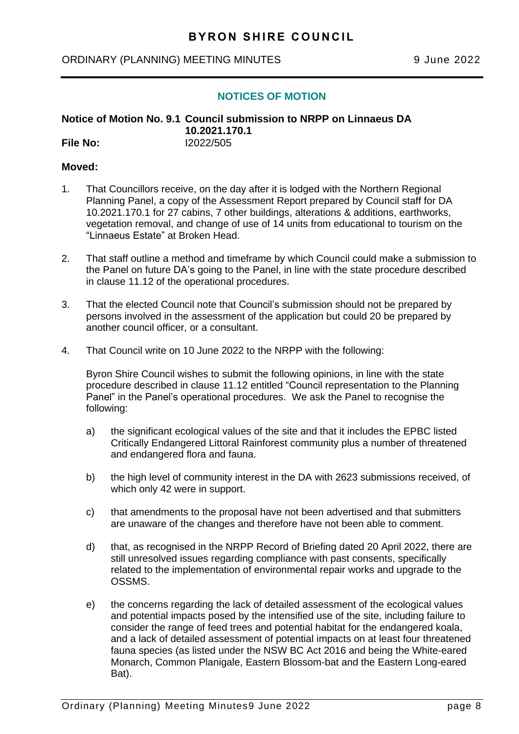## NOTICES OF MOTION

**Notice of Motion No. 9.1 Council submission to NRPP on Linnaeus DA 10.2021.170.1**

**File No:** I2022/505

**Moved:**

1. That Councillors receive, on the day after it is lodged with the Northern Regional Planning Panel, a copy of the Assessment Report prepared by Council staff for DA 10.2021.170.1 for 27 cabins, 7 other buildings, alterations & additions, earthworks, vegetation removal, and change of use of 14 units from educational to tourism on the "Linnaeus Estate" at Broken Head.

2. That staff outline a method and timeframe by which Council could make a submission to the Panel on future DA's going to the Panel, in line with the state procedure described in clause 11.12 of the operational procedures.

3. That the elected Council note that Council's submission should not be prepared by persons involved in the assessment of the application but could 20 be prepared by another council officer, or a consultant.

4. That Council write on 10 June 2022 to the NRPP with the following:

   Byron Shire Council wishes to submit the following opinions, in line with the state procedure described in clause 11.12 entitled "Council representation to the Planning Panel" in the Panel's operational procedures. We ask the Panel to recognise the following:

   a) the significant ecological values of the site and that it includes the EPBC listed Critically Endangered Littoral Rainforest community plus a number of threatened and endangered flora and fauna.

   b) the high level of community interest in the DA with 2623 submissions received, of which only 42 were in support.

   c) that amendments to the proposal have not been advertised and that submitters are unaware of the changes and therefore have not been able to comment.

   d) that, as recognised in the NRPP Record of Briefing dated 20 April 2022, there are still unresolved issues regarding compliance with past consents, specifically related to the implementation of environmental repair works and upgrade to the OSSMS.

   e) the concerns regarding the lack of detailed assessment of the ecological values and potential impacts posed by the intensified use of the site, including failure to consider the range of feed trees and potential habitat for the endangered koala, and a lack of detailed assessment of potential impacts on at least four threatened fauna species (as listed under the NSW BC Act 2016 and being the White-eared Monarch, Common Planigale, Eastern Blossom-bat and the Eastern Long-eared Bat).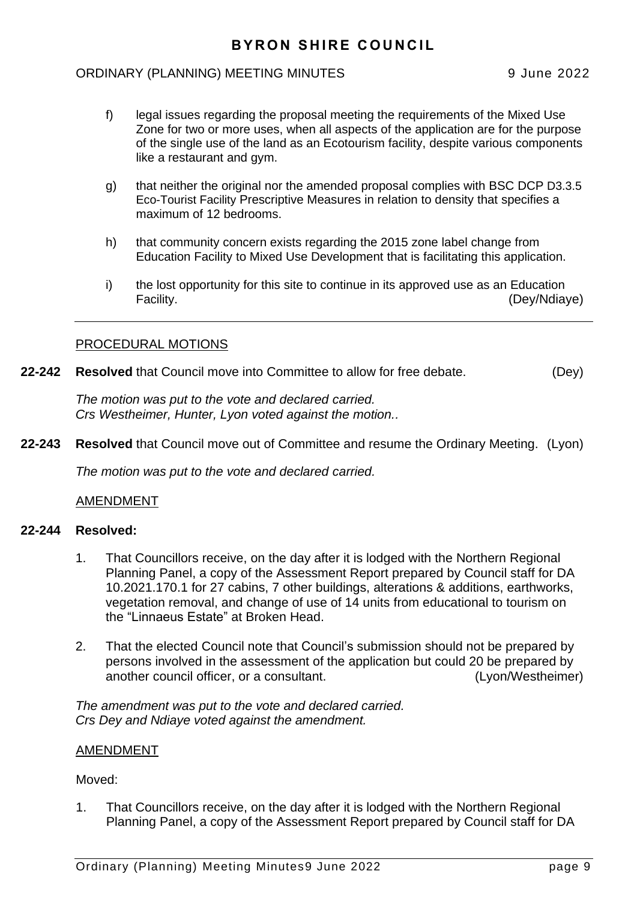f) legal issues regarding the proposal meeting the requirements of the Mixed Use Zone for two or more uses, when all aspects of the application are for the purpose of the single use of the land as an Ecotourism facility, despite various components like a restaurant and gym.

g) that neither the original nor the amended proposal complies with BSC DCP D3.3.5 Eco-Tourist Facility Prescriptive Measures in relation to density that specifies a maximum of 12 bedrooms.

h) that community concern exists regarding the 2015 zone label change from Education Facility to Mixed Use Development that is facilitating this application.

i) the lost opportunity for this site to continue in its approved use as an Education Facility. (Dey/Ndiaye)

---

PROCEDURAL MOTIONS

**22-242 Resolved** that Council move into Committee to allow for free debate. (Dey)

*The motion was put to the vote and declared carried.*
*Crs Westheimer, Hunter, Lyon voted against the motion..*

**22-243 Resolved** that Council move out of Committee and resume the Ordinary Meeting. (Lyon)

*The motion was put to the vote and declared carried.*

AMENDMENT

**22-244 Resolved:**

1. That Councillors receive, on the day after it is lodged with the Northern Regional Planning Panel, a copy of the Assessment Report prepared by Council staff for DA 10.2021.170.1 for 27 cabins, 7 other buildings, alterations & additions, earthworks, vegetation removal, and change of use of 14 units from educational to tourism on the "Linnaeus Estate" at Broken Head.

2. That the elected Council note that Council's submission should not be prepared by persons involved in the assessment of the application but could 20 be prepared by another council officer, or a consultant. (Lyon/Westheimer)

*The amendment was put to the vote and declared carried.*
*Crs Dey and Ndiaye voted against the amendment.*

AMENDMENT

Moved:

1. That Councillors receive, on the day after it is lodged with the Northern Regional Planning Panel, a copy of the Assessment Report prepared by Council staff for DA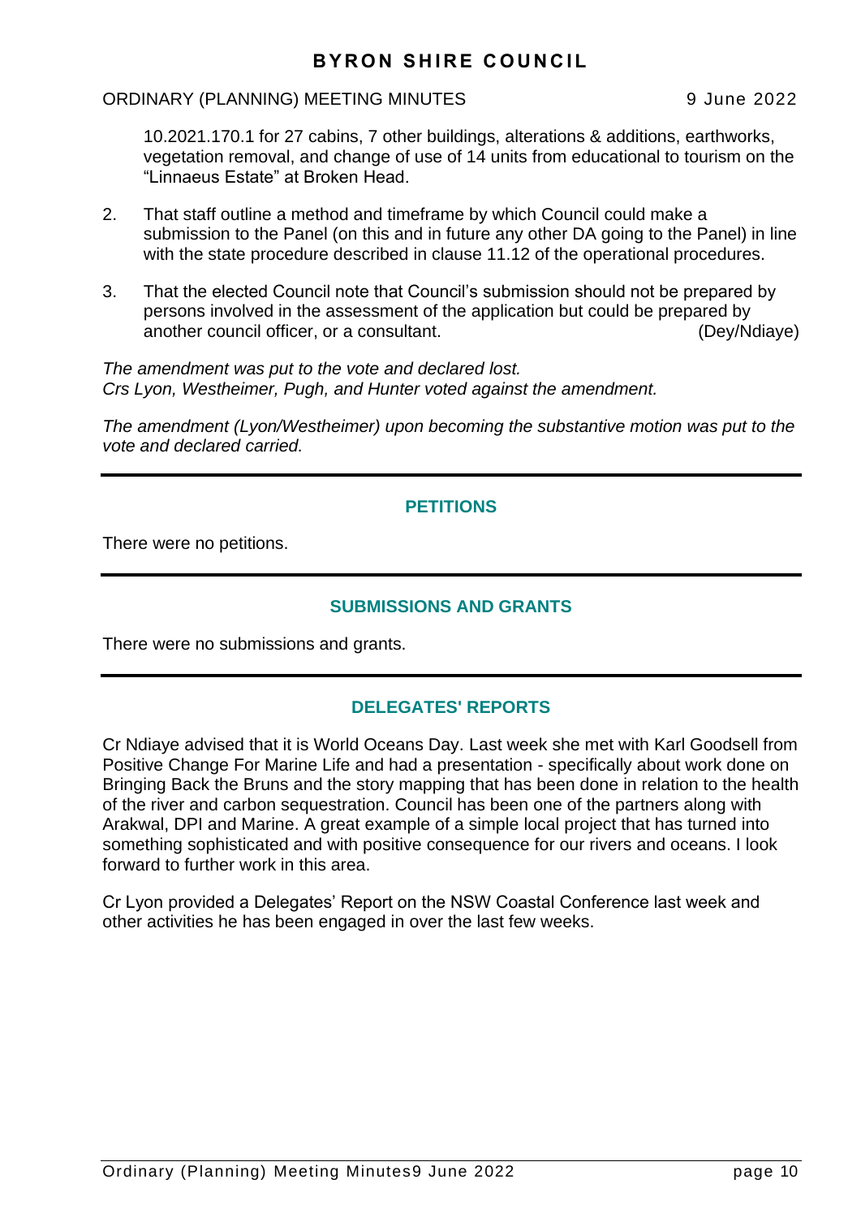10.2021.170.1 for 27 cabins, 7 other buildings, alterations & additions, earthworks, vegetation removal, and change of use of 14 units from educational to tourism on the "Linnaeus Estate" at Broken Head.

2. That staff outline a method and timeframe by which Council could make a submission to the Panel (on this and in future any other DA going to the Panel) in line with the state procedure described in clause 11.12 of the operational procedures.

3. That the elected Council note that Council's submission should not be prepared by persons involved in the assessment of the application but could be prepared by another council officer, or a consultant. (Dey/Ndiaye)

*The amendment was put to the vote and declared lost.*
*Crs Lyon, Westheimer, Pugh, and Hunter voted against the amendment.*

*The amendment (Lyon/Westheimer) upon becoming the substantive motion was put to the vote and declared carried.*

---

## PETITIONS

There were no petitions.

---

## SUBMISSIONS AND GRANTS

There were no submissions and grants.

---

## DELEGATES' REPORTS

Cr Ndiaye advised that it is World Oceans Day. Last week she met with Karl Goodsell from Positive Change For Marine Life and had a presentation - specifically about work done on Bringing Back the Bruns and the story mapping that has been done in relation to the health of the river and carbon sequestration. Council has been one of the partners along with Arakwal, DPI and Marine. A great example of a simple local project that has turned into something sophisticated and with positive consequence for our rivers and oceans. I look forward to further work in this area.

Cr Lyon provided a Delegates' Report on the NSW Coastal Conference last week and other activities he has been engaged in over the last few weeks.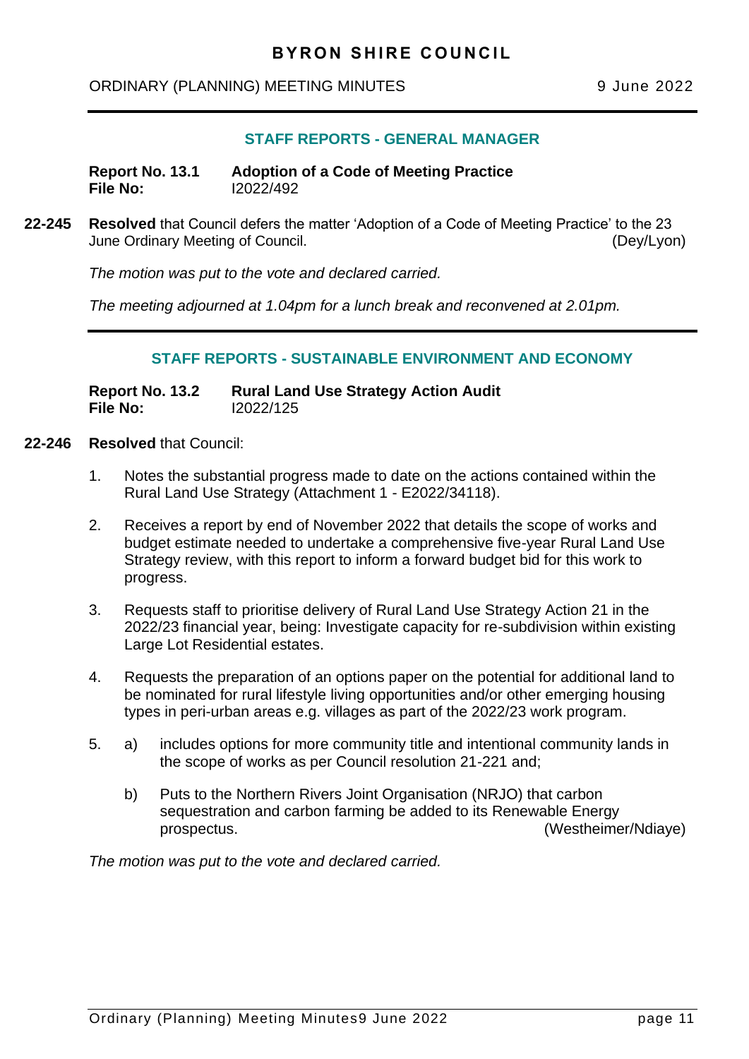## STAFF REPORTS - GENERAL MANAGER

**Report No. 13.1 Adoption of a Code of Meeting Practice**
**File No:** I2022/492

**22-245** **Resolved** that Council defers the matter 'Adoption of a Code of Meeting Practice' to the 23 June Ordinary Meeting of Council. (Dey/Lyon)

*The motion was put to the vote and declared carried.*

*The meeting adjourned at 1.04pm for a lunch break and reconvened at 2.01pm.*

## STAFF REPORTS - SUSTAINABLE ENVIRONMENT AND ECONOMY

**Report No. 13.2 Rural Land Use Strategy Action Audit**
**File No:** I2022/125

**22-246** **Resolved** that Council:

1. Notes the substantial progress made to date on the actions contained within the Rural Land Use Strategy (Attachment 1 - E2022/34118).

2. Receives a report by end of November 2022 that details the scope of works and budget estimate needed to undertake a comprehensive five-year Rural Land Use Strategy review, with this report to inform a forward budget bid for this work to progress.

3. Requests staff to prioritise delivery of Rural Land Use Strategy Action 21 in the 2022/23 financial year, being: Investigate capacity for re-subdivision within existing Large Lot Residential estates.

4. Requests the preparation of an options paper on the potential for additional land to be nominated for rural lifestyle living opportunities and/or other emerging housing types in peri-urban areas e.g. villages as part of the 2022/23 work program.

5. a) includes options for more community title and intentional community lands in the scope of works as per Council resolution 21-221 and;

   b) Puts to the Northern Rivers Joint Organisation (NRJO) that carbon sequestration and carbon farming be added to its Renewable Energy prospectus. (Westheimer/Ndiaye)

*The motion was put to the vote and declared carried.*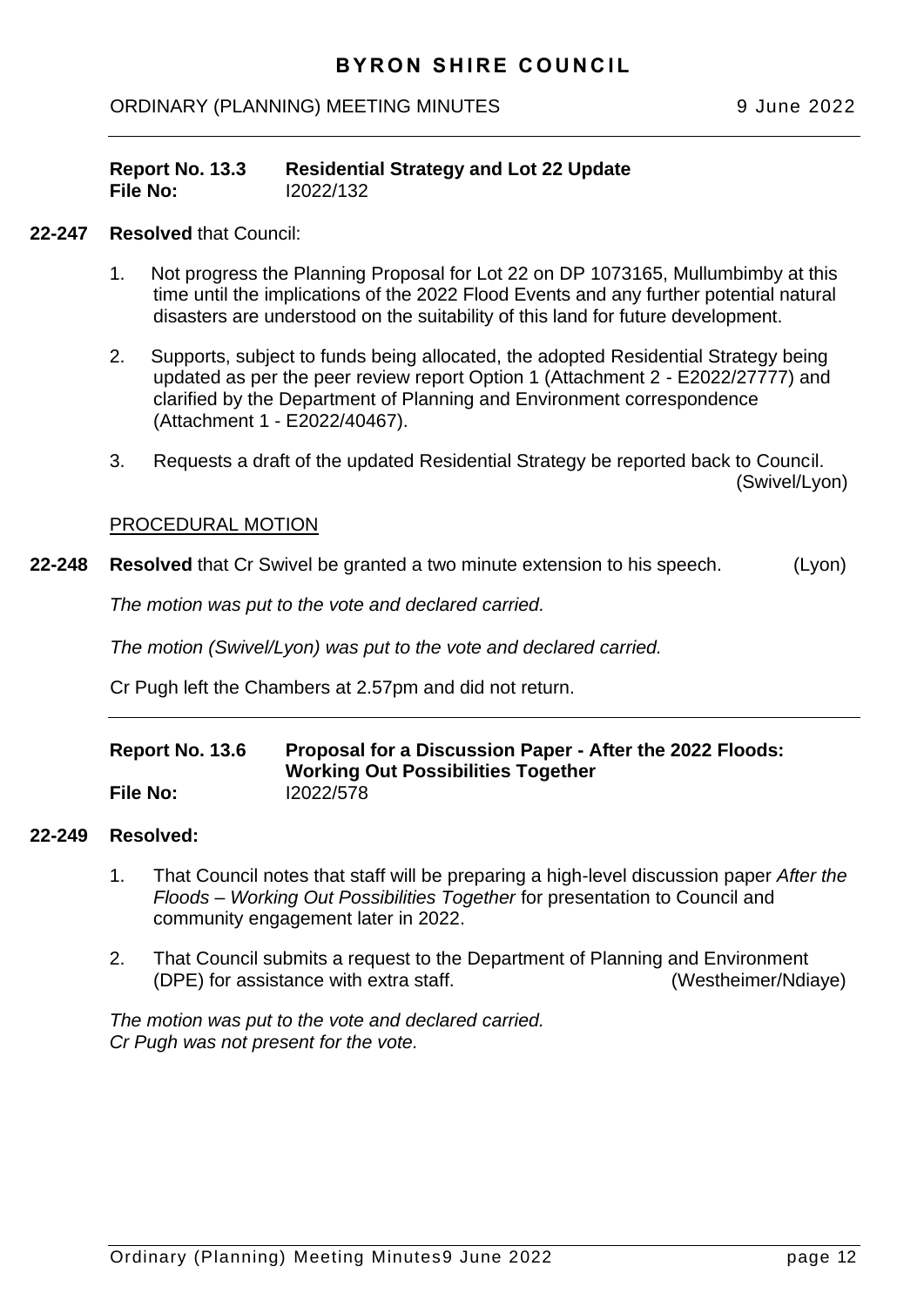**Report No. 13.3 Residential Strategy and Lot 22 Update**
**File No:** I2022/132

**22-247** **Resolved** that Council:

1. Not progress the Planning Proposal for Lot 22 on DP 1073165, Mullumbimby at this time until the implications of the 2022 Flood Events and any further potential natural disasters are understood on the suitability of this land for future development.

2. Supports, subject to funds being allocated, the adopted Residential Strategy being updated as per the peer review report Option 1 (Attachment 2 - E2022/27777) and clarified by the Department of Planning and Environment correspondence (Attachment 1 - E2022/40467).

3. Requests a draft of the updated Residential Strategy be reported back to Council. (Swivel/Lyon)

PROCEDURAL MOTION

**22-248** **Resolved** that Cr Swivel be granted a two minute extension to his speech. (Lyon)

*The motion was put to the vote and declared carried.*

*The motion (Swivel/Lyon) was put to the vote and declared carried.*

Cr Pugh left the Chambers at 2.57pm and did not return.

---

**Report No. 13.6 Proposal for a Discussion Paper - After the 2022 Floods: Working Out Possibilities Together**
**File No:** I2022/578

**22-249** **Resolved:**

1. That Council notes that staff will be preparing a high-level discussion paper *After the Floods – Working Out Possibilities Together* for presentation to Council and community engagement later in 2022.

2. That Council submits a request to the Department of Planning and Environment (DPE) for assistance with extra staff. (Westheimer/Ndiaye)

*The motion was put to the vote and declared carried.*
*Cr Pugh was not present for the vote.*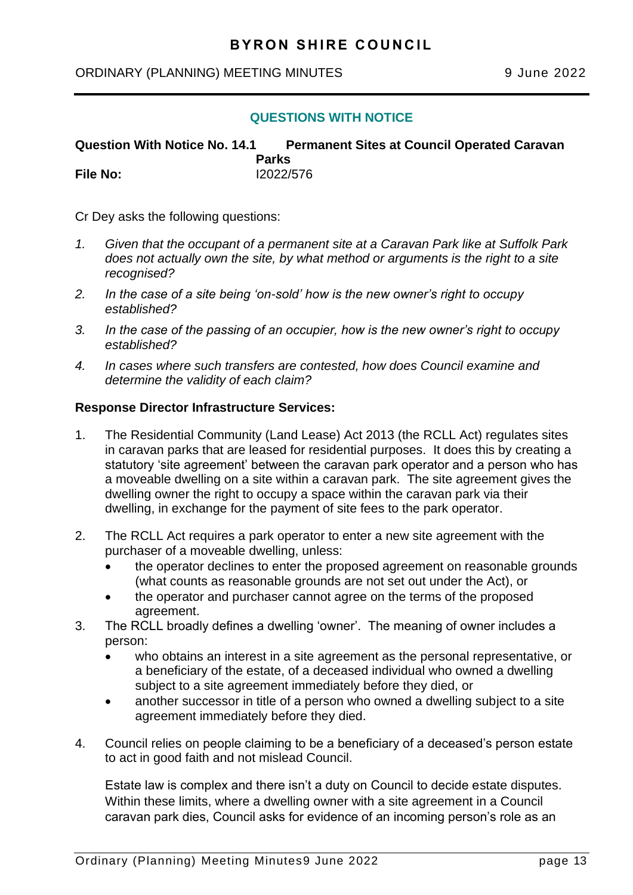## QUESTIONS WITH NOTICE

**Question With Notice No. 14.1 Permanent Sites at Council Operated Caravan Parks**
**File No:** I2022/576

Cr Dey asks the following questions:

1. *Given that the occupant of a permanent site at a Caravan Park like at Suffolk Park does not actually own the site, by what method or arguments is the right to a site recognised?*
2. *In the case of a site being 'on-sold' how is the new owner's right to occupy established?*
3. *In the case of the passing of an occupier, how is the new owner's right to occupy established?*
4. *In cases where such transfers are contested, how does Council examine and determine the validity of each claim?*

**Response Director Infrastructure Services:**

1. The Residential Community (Land Lease) Act 2013 (the RCLL Act) regulates sites in caravan parks that are leased for residential purposes. It does this by creating a statutory 'site agreement' between the caravan park operator and a person who has a moveable dwelling on a site within a caravan park. The site agreement gives the dwelling owner the right to occupy a space within the caravan park via their dwelling, in exchange for the payment of site fees to the park operator.

2. The RCLL Act requires a park operator to enter a new site agreement with the purchaser of a moveable dwelling, unless:
   - the operator declines to enter the proposed agreement on reasonable grounds (what counts as reasonable grounds are not set out under the Act), or
   - the operator and purchaser cannot agree on the terms of the proposed agreement.

3. The RCLL broadly defines a dwelling 'owner'. The meaning of owner includes a person:
   - who obtains an interest in a site agreement as the personal representative, or a beneficiary of the estate, of a deceased individual who owned a dwelling subject to a site agreement immediately before they died, or
   - another successor in title of a person who owned a dwelling subject to a site agreement immediately before they died.

4. Council relies on people claiming to be a beneficiary of a deceased's person estate to act in good faith and not mislead Council.

   Estate law is complex and there isn't a duty on Council to decide estate disputes. Within these limits, where a dwelling owner with a site agreement in a Council caravan park dies, Council asks for evidence of an incoming person's role as an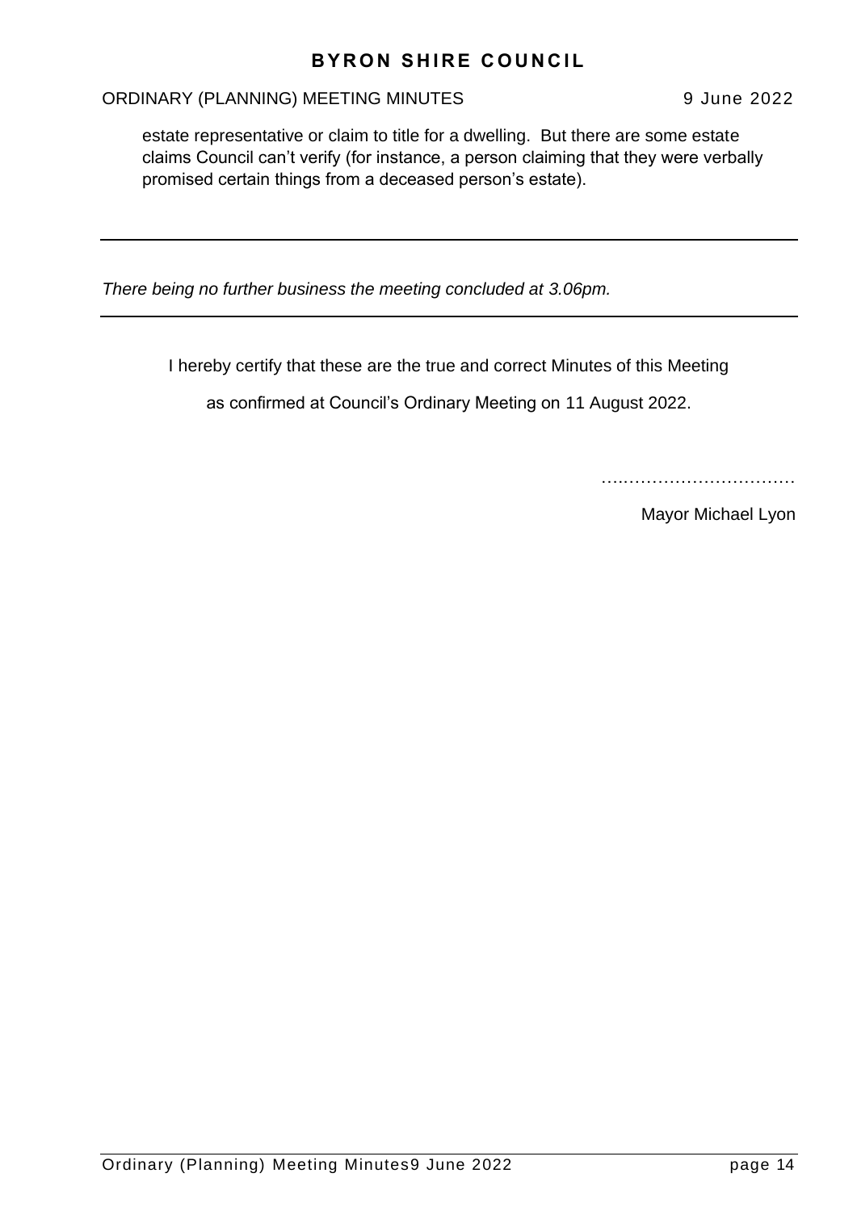estate representative or claim to title for a dwelling. But there are some estate claims Council can't verify (for instance, a person claiming that they were verbally promised certain things from a deceased person's estate).

---

*There being no further business the meeting concluded at 3.06pm.*

---

I hereby certify that these are the true and correct Minutes of this Meeting

as confirmed at Council's Ordinary Meeting on 11 August 2022.

…..…………………………

Mayor Michael Lyon